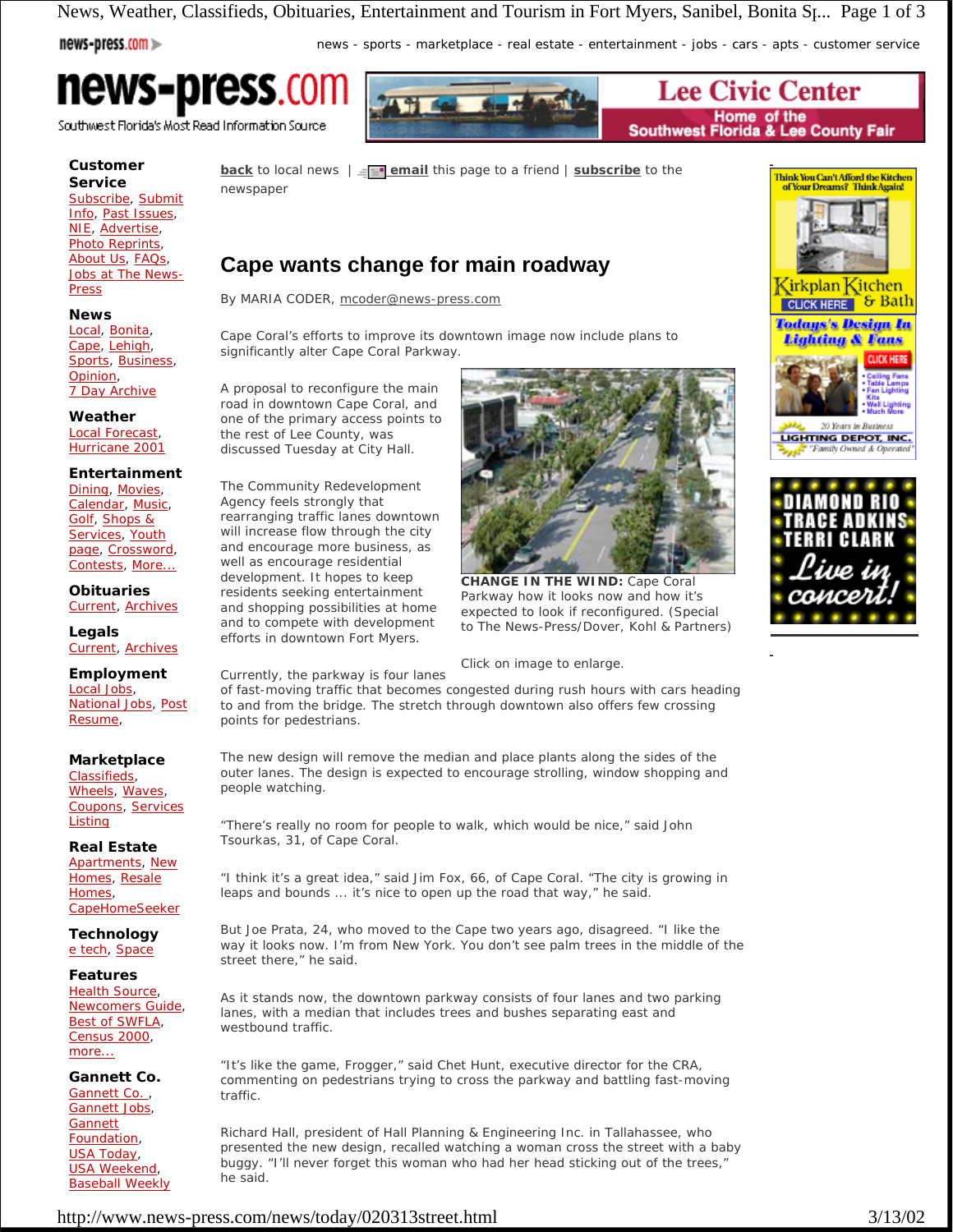# Cape wants change for main roadway

By MARIA CODER, mcoder@news-press.com

Cape Coral's efforts to improve its downtown image now include plans to significantly alter Cape Coral Parkway.

A proposal to reconfigure the main road in downtown Cape Coral, and one of the primary access points to the rest of Lee County, was discussed Tuesday at City Hall.

The Community Redevelopment Agency feels strongly that rearranging traffic lanes downtown will increase flow through the city and encourage more business, as well as encourage residential development. It hopes to keep residents seeking entertainment and shopping possibilities at home and to compete with development efforts in downtown Fort Myers.

**CHANGE IN THE WIND:** Cape Coral Parkway how it looks now and how it's expected to look if reconfigured. (Special to The News-Press/Dover, Kohl & Partners)

Click on image to enlarge.

Currently, the parkway is four lanes of fast-moving traffic that becomes congested during rush hours with cars heading to and from the bridge. The stretch through downtown also offers few crossing points for pedestrians.

The new design will remove the median and place plants along the sides of the outer lanes. The design is expected to encourage strolling, window shopping and people watching.

"There's really no room for people to walk, which would be nice," said John Tsourkas, 31, of Cape Coral.

"I think it's a great idea," said Jim Fox, 66, of Cape Coral. "The city is growing in leaps and bounds ... it's nice to open up the road that way," he said.

But Joe Prata, 24, who moved to the Cape two years ago, disagreed. "I like the way it looks now. I'm from New York. You don't see palm trees in the middle of the street there," he said.

As it stands now, the downtown parkway consists of four lanes and two parking lanes, with a median that includes trees and bushes separating east and westbound traffic.

"It's like the game, Frogger," said Chet Hunt, executive director for the CRA, commenting on pedestrians trying to cross the parkway and battling fast-moving traffic.

Richard Hall, president of Hall Planning & Engineering Inc. in Tallahassee, who presented the new design, recalled watching a woman cross the street with a baby buggy. "I'll never forget this woman who had her head sticking out of the trees," he said.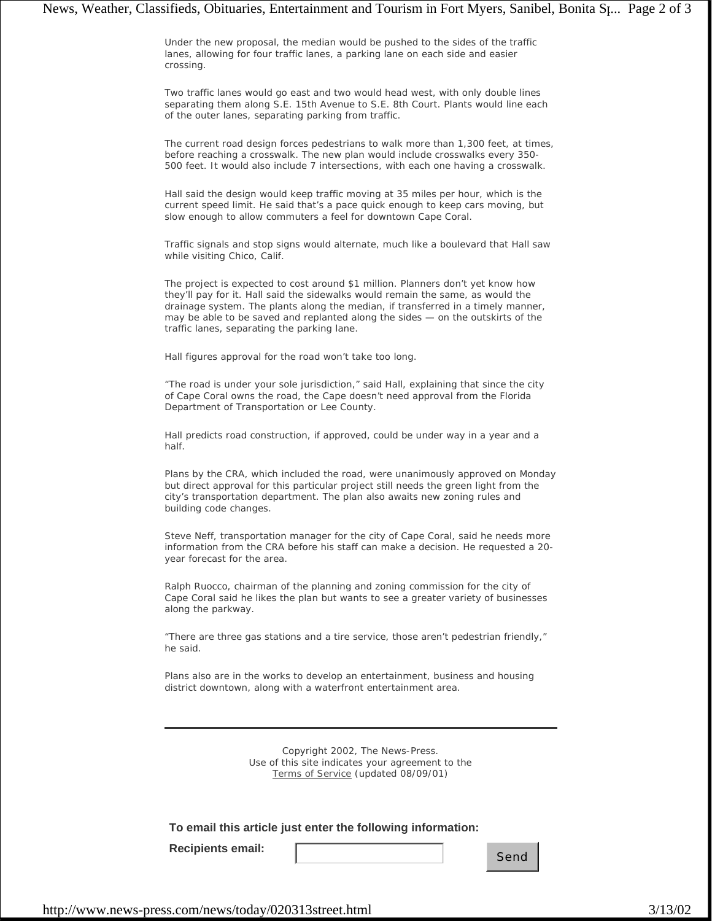Under the new proposal, the median would be pushed to the sides of the traffic lanes, allowing for four traffic lanes, a parking lane on each side and easier crossing.

Two traffic lanes would go east and two would head west, with only double lines separating them along S.E. 15th Avenue to S.E. 8th Court. Plants would line each of the outer lanes, separating parking from traffic.

The current road design forces pedestrians to walk more than 1,300 feet, at times, before reaching a crosswalk. The new plan would include crosswalks every 350-500 feet. It would also include 7 intersections, with each one having a crosswalk.

Hall said the design would keep traffic moving at 35 miles per hour, which is the current speed limit. He said that's a pace quick enough to keep cars moving, but slow enough to allow commuters a feel for downtown Cape Coral.

Traffic signals and stop signs would alternate, much like a boulevard that Hall saw while visiting Chico, Calif.

The project is expected to cost around $1 million. Planners don't yet know how they'll pay for it. Hall said the sidewalks would remain the same, as would the drainage system. The plants along the median, if transferred in a timely manner, may be able to be saved and replanted along the sides — on the outskirts of the traffic lanes, separating the parking lane.

Hall figures approval for the road won't take too long.

"The road is under your sole jurisdiction," said Hall, explaining that since the city of Cape Coral owns the road, the Cape doesn't need approval from the Florida Department of Transportation or Lee County.

Hall predicts road construction, if approved, could be under way in a year and a half.

Plans by the CRA, which included the road, were unanimously approved on Monday but direct approval for this particular project still needs the green light from the city's transportation department. The plan also awaits new zoning rules and building code changes.

Steve Neff, transportation manager for the city of Cape Coral, said he needs more information from the CRA before his staff can make a decision. He requested a 20-year forecast for the area.

Ralph Ruocco, chairman of the planning and zoning commission for the city of Cape Coral said he likes the plan but wants to see a greater variety of businesses along the parkway.

"There are three gas stations and a tire service, those aren't pedestrian friendly," he said.

Plans also are in the works to develop an entertainment, business and housing district downtown, along with a waterfront entertainment area.

---

Copyright 2002, The News-Press.
Use of this site indicates your agreement to the Terms of Service (updated 08/09/01)

**To email this article just enter the following information:**

**Recipients email:** Send